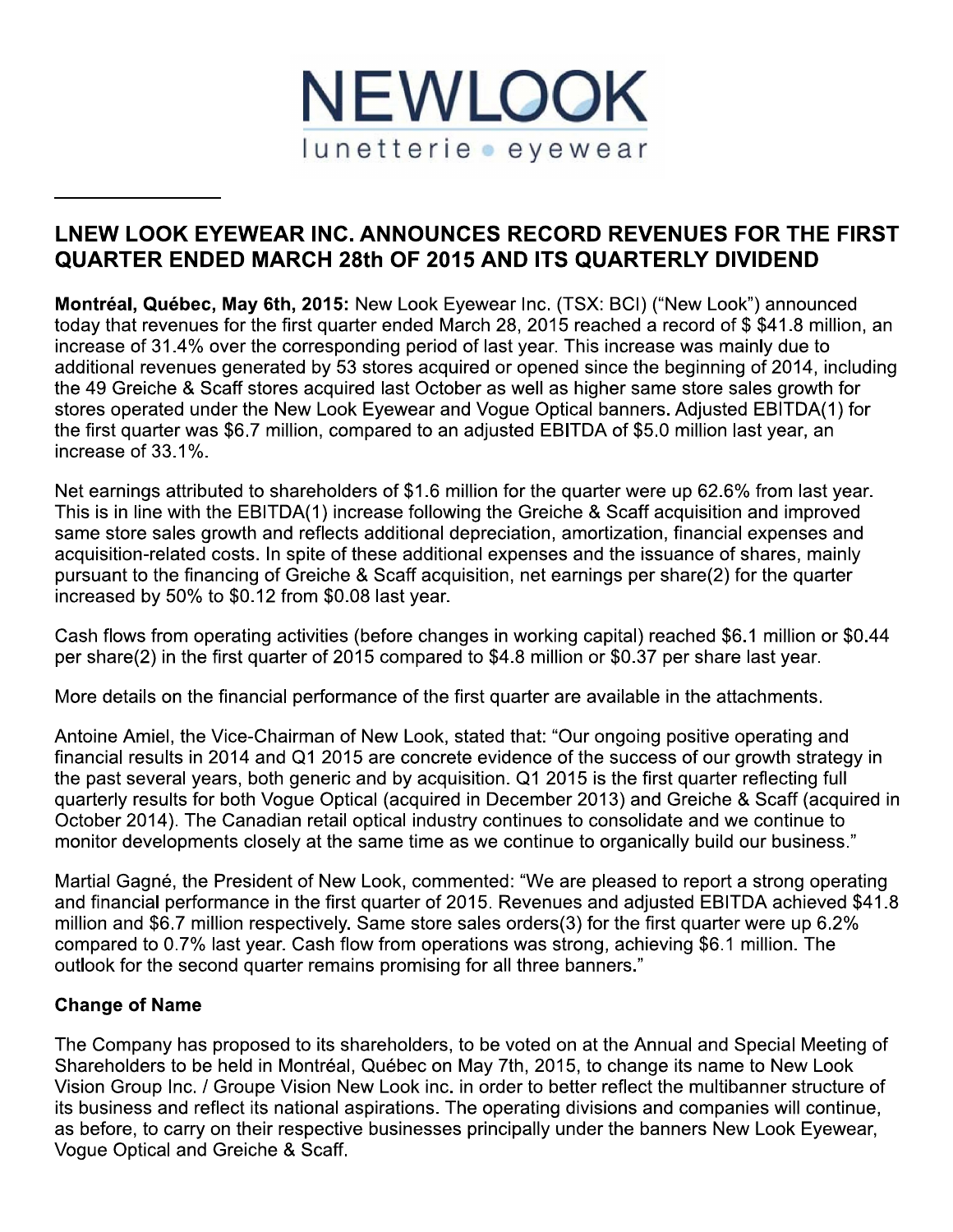NEWLOOK
lunetterie • eyewear

# LNEW LOOK EYEWEAR INC. ANNOUNCES RECORD REVENUES FOR THE FIRST QUARTER ENDED MARCH 28th OF 2015 AND ITS QUARTERLY DIVIDEND

**Montréal, Québec, May 6th, 2015:** New Look Eyewear Inc. (TSX: BCI) ("New Look") announced today that revenues for the first quarter ended March 28, 2015 reached a record of $ $41.8 million, an increase of 31.4% over the corresponding period of last year. This increase was mainly due to additional revenues generated by 53 stores acquired or opened since the beginning of 2014, including the 49 Greiche & Scaff stores acquired last October as well as higher same store sales growth for stores operated under the New Look Eyewear and Vogue Optical banners. Adjusted EBITDA(1) for the first quarter was $6.7 million, compared to an adjusted EBITDA of $5.0 million last year, an increase of 33.1%.

Net earnings attributed to shareholders of $1.6 million for the quarter were up 62.6% from last year. This is in line with the EBITDA(1) increase following the Greiche & Scaff acquisition and improved same store sales growth and reflects additional depreciation, amortization, financial expenses and acquisition-related costs. In spite of these additional expenses and the issuance of shares, mainly pursuant to the financing of Greiche & Scaff acquisition, net earnings per share(2) for the quarter increased by 50% to $0.12 from $0.08 last year.

Cash flows from operating activities (before changes in working capital) reached $6.1 million or $0.44 per share(2) in the first quarter of 2015 compared to $4.8 million or $0.37 per share last year.

More details on the financial performance of the first quarter are available in the attachments.

Antoine Amiel, the Vice-Chairman of New Look, stated that: "Our ongoing positive operating and financial results in 2014 and Q1 2015 are concrete evidence of the success of our growth strategy in the past several years, both generic and by acquisition. Q1 2015 is the first quarter reflecting full quarterly results for both Vogue Optical (acquired in December 2013) and Greiche & Scaff (acquired in October 2014). The Canadian retail optical industry continues to consolidate and we continue to monitor developments closely at the same time as we continue to organically build our business."

Martial Gagné, the President of New Look, commented: "We are pleased to report a strong operating and financial performance in the first quarter of 2015. Revenues and adjusted EBITDA achieved $41.8 million and $6.7 million respectively. Same store sales orders(3) for the first quarter were up 6.2% compared to 0.7% last year. Cash flow from operations was strong, achieving $6.1 million. The outlook for the second quarter remains promising for all three banners."

### Change of Name

The Company has proposed to its shareholders, to be voted on at the Annual and Special Meeting of Shareholders to be held in Montréal, Québec on May 7th, 2015, to change its name to New Look Vision Group Inc. / Groupe Vision New Look inc. in order to better reflect the multibanner structure of its business and reflect its national aspirations. The operating divisions and companies will continue, as before, to carry on their respective businesses principally under the banners New Look Eyewear, Vogue Optical and Greiche & Scaff.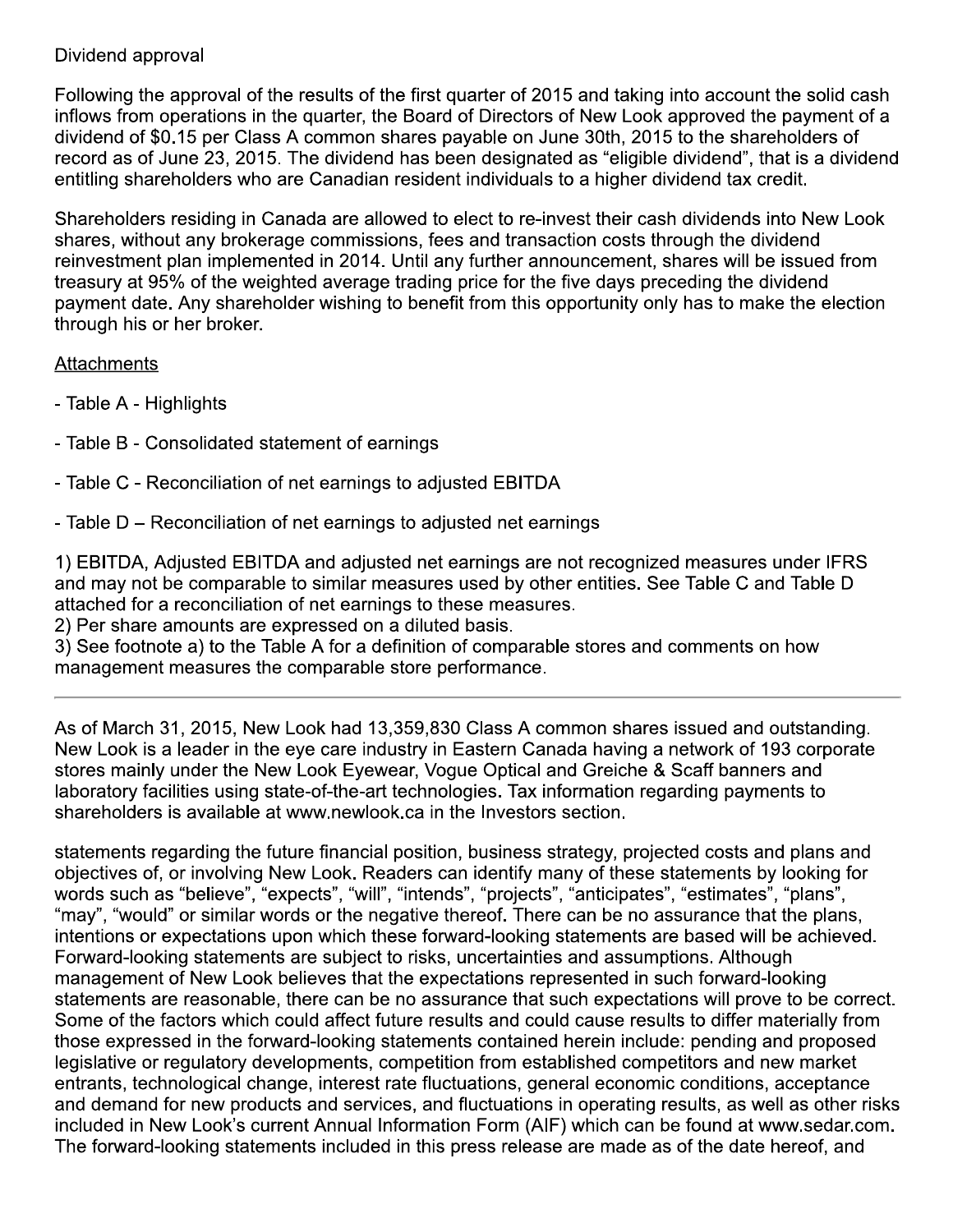Dividend approval

Following the approval of the results of the first quarter of 2015 and taking into account the solid cash inflows from operations in the quarter, the Board of Directors of New Look approved the payment of a dividend of $0.15 per Class A common shares payable on June 30th, 2015 to the shareholders of record as of June 23, 2015. The dividend has been designated as "eligible dividend", that is a dividend entitling shareholders who are Canadian resident individuals to a higher dividend tax credit.

Shareholders residing in Canada are allowed to elect to re-invest their cash dividends into New Look shares, without any brokerage commissions, fees and transaction costs through the dividend reinvestment plan implemented in 2014. Until any further announcement, shares will be issued from treasury at 95% of the weighted average trading price for the five days preceding the dividend payment date. Any shareholder wishing to benefit from this opportunity only has to make the election through his or her broker.

<u>Attachments</u>

- Table A - Highlights
- Table B - Consolidated statement of earnings
- Table C - Reconciliation of net earnings to adjusted EBITDA
- Table D – Reconciliation of net earnings to adjusted net earnings

1) EBITDA, Adjusted EBITDA and adjusted net earnings are not recognized measures under IFRS and may not be comparable to similar measures used by other entities. See Table C and Table D attached for a reconciliation of net earnings to these measures.
2) Per share amounts are expressed on a diluted basis.
3) See footnote a) to the Table A for a definition of comparable stores and comments on how management measures the comparable store performance.

---

As of March 31, 2015, New Look had 13,359,830 Class A common shares issued and outstanding. New Look is a leader in the eye care industry in Eastern Canada having a network of 193 corporate stores mainly under the New Look Eyewear, Vogue Optical and Greiche & Scaff banners and laboratory facilities using state-of-the-art technologies. Tax information regarding payments to shareholders is available at www.newlook.ca in the Investors section.

statements regarding the future financial position, business strategy, projected costs and plans and objectives of, or involving New Look. Readers can identify many of these statements by looking for words such as "believe", "expects", "will", "intends", "projects", "anticipates", "estimates", "plans", "may", "would" or similar words or the negative thereof. There can be no assurance that the plans, intentions or expectations upon which these forward-looking statements are based will be achieved. Forward-looking statements are subject to risks, uncertainties and assumptions. Although management of New Look believes that the expectations represented in such forward-looking statements are reasonable, there can be no assurance that such expectations will prove to be correct. Some of the factors which could affect future results and could cause results to differ materially from those expressed in the forward-looking statements contained herein include: pending and proposed legislative or regulatory developments, competition from established competitors and new market entrants, technological change, interest rate fluctuations, general economic conditions, acceptance and demand for new products and services, and fluctuations in operating results, as well as other risks included in New Look's current Annual Information Form (AIF) which can be found at www.sedar.com. The forward-looking statements included in this press release are made as of the date hereof, and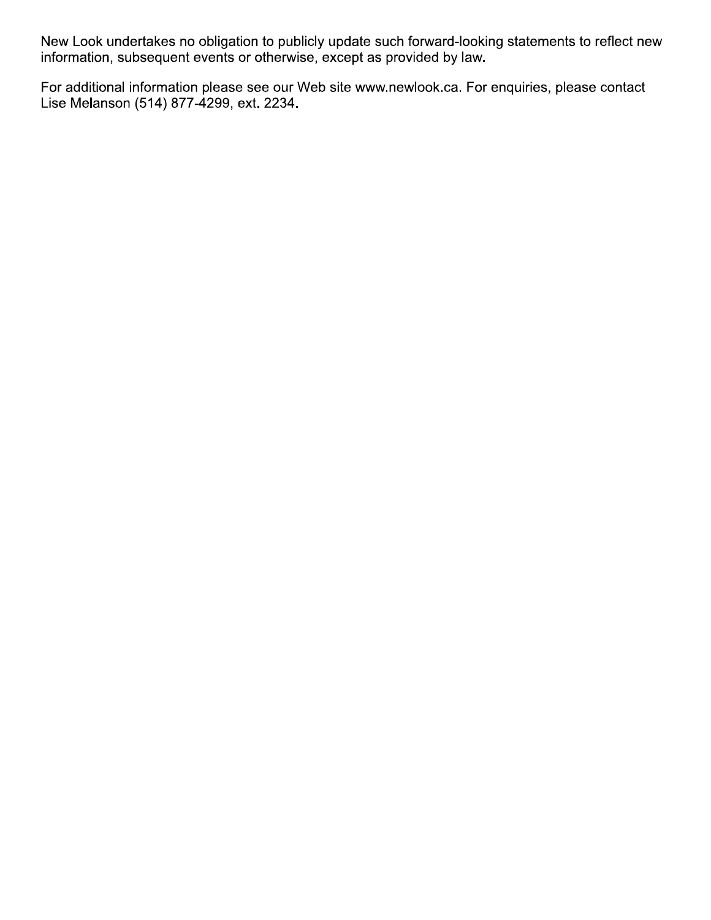New Look undertakes no obligation to publicly update such forward-looking statements to reflect new information, subsequent events or otherwise, except as provided by law.

For additional information please see our Web site www.newlook.ca. For enquiries, please contact Lise Melanson (514) 877-4299, ext. 2234.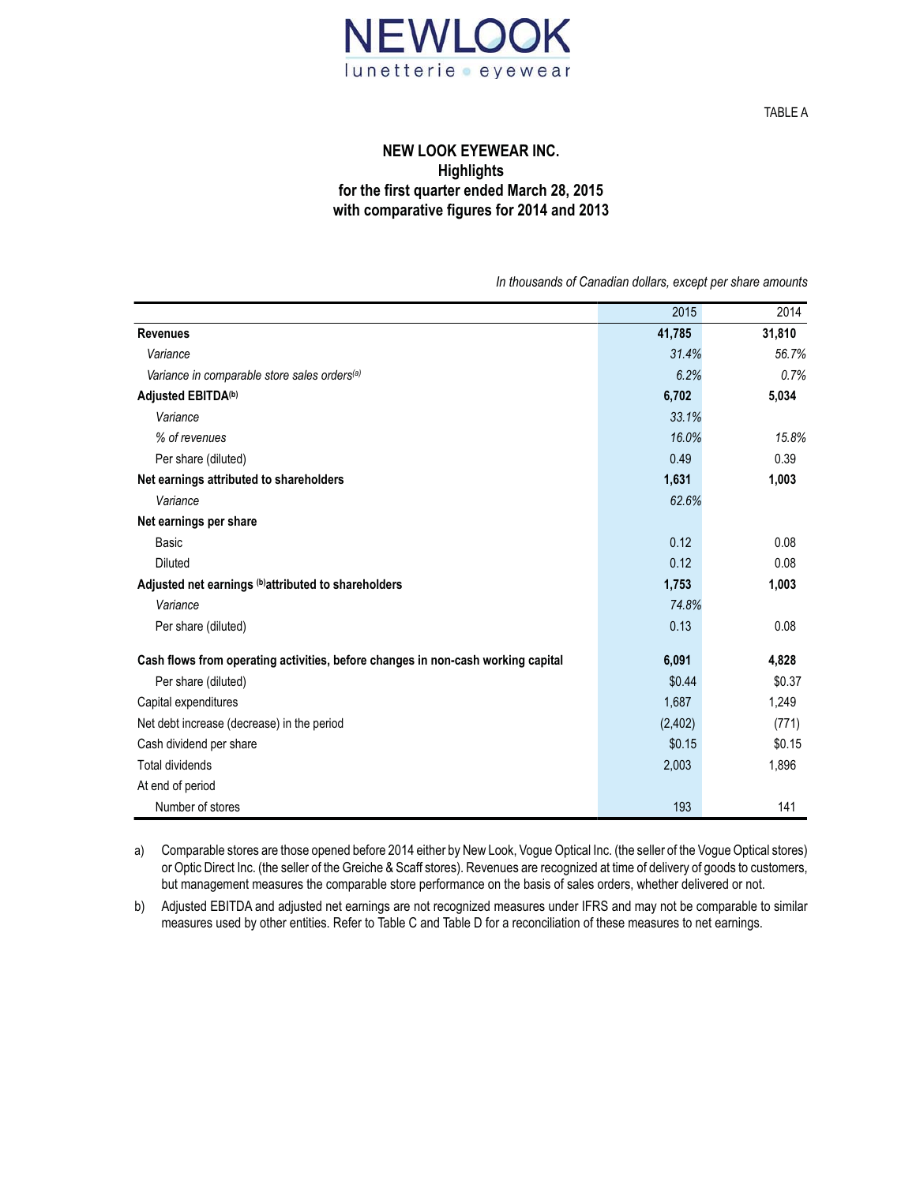TABLE A

## NEW LOOK EYEWEAR INC.
## Highlights
## for the first quarter ended March 28, 2015
## with comparative figures for 2014 and 2013

*In thousands of Canadian dollars, except per share amounts*

| | 2015 | 2014 |
|---|---|---|
| **Revenues** | **41,785** | **31,810** |
| *Variance* | *31.4%* | *56.7%* |
| *Variance in comparable store sales orders[(a)]* | *6.2%* | *0.7%* |
| **Adjusted EBITDA[(b)]** | **6,702** | **5,034** |
| *Variance* | *33.1%* | |
| *% of revenues* | *16.0%* | *15.8%* |
| Per share (diluted) | 0.49 | 0.39 |
| **Net earnings attributed to shareholders** | **1,631** | **1,003** |
| *Variance* | *62.6%* | |
| **Net earnings per share** | | |
| Basic | 0.12 | 0.08 |
| Diluted | 0.12 | 0.08 |
| **Adjusted net earnings [(b)] attributed to shareholders** | **1,753** | **1,003** |
| *Variance* | *74.8%* | |
| Per share (diluted) | 0.13 | 0.08 |
| **Cash flows from operating activities, before changes in non-cash working capital** | **6,091** | **4,828** |
| Per share (diluted) | $0.44 | $0.37 |
| Capital expenditures | 1,687 | 1,249 |
| Net debt increase (decrease) in the period | (2,402) | (771) |
| Cash dividend per share | $0.15 | $0.15 |
| Total dividends | 2,003 | 1,896 |
| At end of period | | |
| Number of stores | 193 | 141 |

a) Comparable stores are those opened before 2014 either by New Look, Vogue Optical Inc. (the seller of the Vogue Optical stores) or Optic Direct Inc. (the seller of the Greiche & Scaff stores). Revenues are recognized at time of delivery of goods to customers, but management measures the comparable store performance on the basis of sales orders, whether delivered or not.

b) Adjusted EBITDA and adjusted net earnings are not recognized measures under IFRS and may not be comparable to similar measures used by other entities. Refer to Table C and Table D for a reconciliation of these measures to net earnings.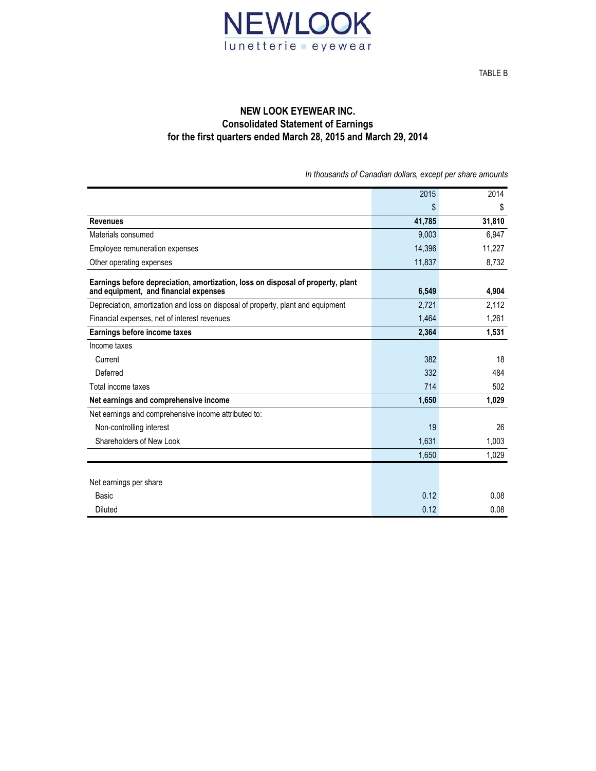NEWLOOK

lunetterie • eyewear

TABLE B

## NEW LOOK EYEWEAR INC.
## Consolidated Statement of Earnings
## for the first quarters ended March 28, 2015 and March 29, 2014

*In thousands of Canadian dollars, except per share amounts*

| | 2015 | 2014 |
|---|---|---|
| | $ | $ |
| **Revenues** | **41,785** | **31,810** |
| Materials consumed | 9,003 | 6,947 |
| Employee remuneration expenses | 14,396 | 11,227 |
| Other operating expenses | 11,837 | 8,732 |
| **Earnings before depreciation, amortization, loss on disposal of property, plant and equipment, and financial expenses** | **6,549** | **4,904** |
| Depreciation, amortization and loss on disposal of property, plant and equipment | 2,721 | 2,112 |
| Financial expenses, net of interest revenues | 1,464 | 1,261 |
| **Earnings before income taxes** | **2,364** | **1,531** |
| Income taxes | | |
| Current | 382 | 18 |
| Deferred | 332 | 484 |
| Total income taxes | 714 | 502 |
| **Net earnings and comprehensive income** | **1,650** | **1,029** |
| Net earnings and comprehensive income attributed to: | | |
| Non-controlling interest | 19 | 26 |
| Shareholders of New Look | 1,631 | 1,003 |
| | 1,650 | 1,029 |
| | | |
| Net earnings per share | | |
| Basic | 0.12 | 0.08 |
| Diluted | 0.12 | 0.08 |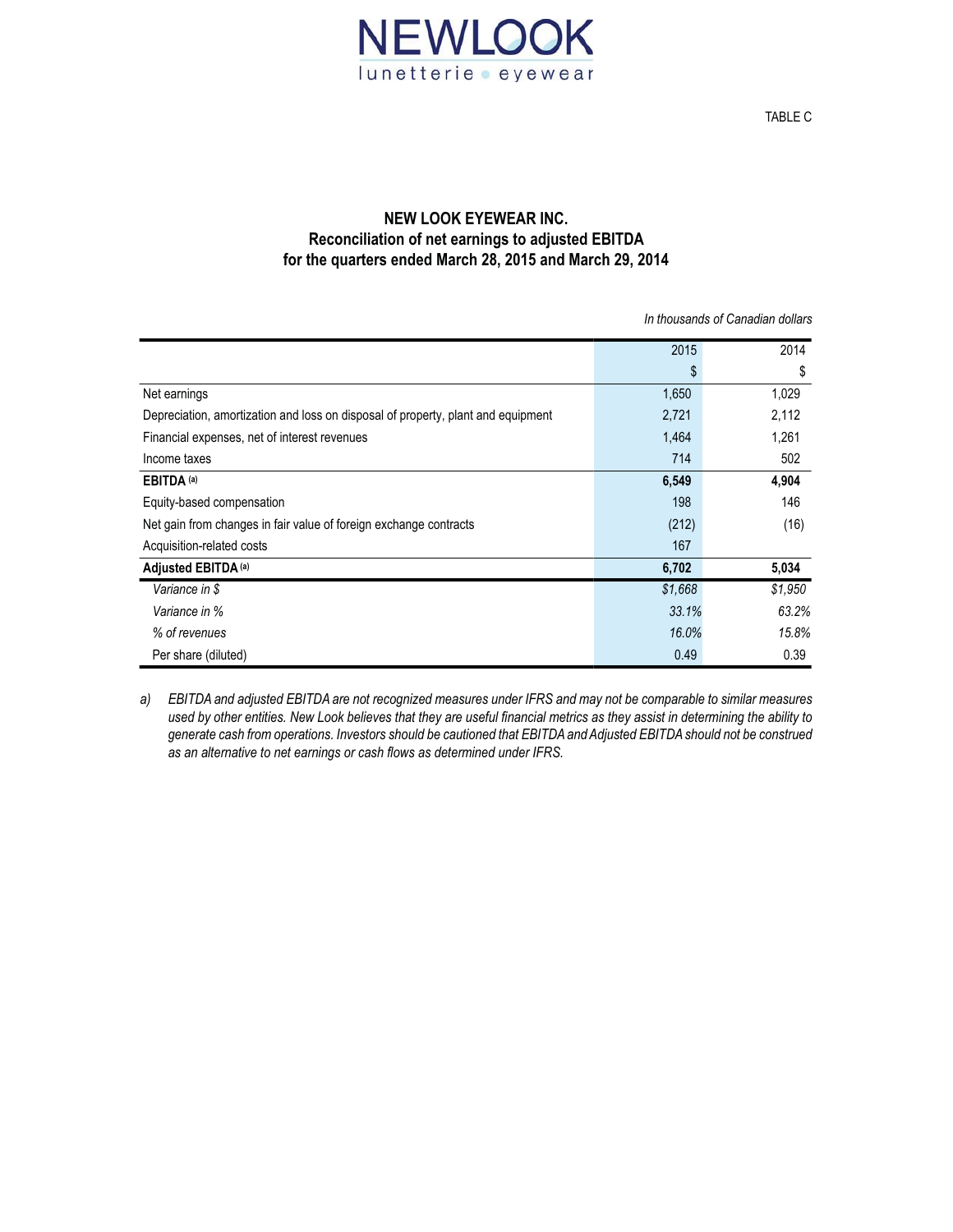NEWLOOK
lunetterie • eyewear

TABLE C

# NEW LOOK EYEWEAR INC.
## Reconciliation of net earnings to adjusted EBITDA
## for the quarters ended March 28, 2015 and March 29, 2014

*In thousands of Canadian dollars*

| | 2015 | 2014 |
|---|---|---|
| | $ | $ |
| Net earnings | 1,650 | 1,029 |
| Depreciation, amortization and loss on disposal of property, plant and equipment | 2,721 | 2,112 |
| Financial expenses, net of interest revenues | 1,464 | 1,261 |
| Income taxes | 714 | 502 |
| **EBITDA (a)** | **6,549** | **4,904** |
| Equity-based compensation | 198 | 146 |
| Net gain from changes in fair value of foreign exchange contracts | (212) | (16) |
| Acquisition-related costs | 167 | |
| **Adjusted EBITDA (a)** | **6,702** | **5,034** |
| *Variance in $* | *$1,668* | *$1,950* |
| *Variance in %* | *33.1%* | *63.2%* |
| *% of revenues* | *16.0%* | *15.8%* |
| Per share (diluted) | 0.49 | 0.39 |

a) *EBITDA and adjusted EBITDA are not recognized measures under IFRS and may not be comparable to similar measures used by other entities. New Look believes that they are useful financial metrics as they assist in determining the ability to generate cash from operations. Investors should be cautioned that EBITDA and Adjusted EBITDA should not be construed as an alternative to net earnings or cash flows as determined under IFRS.*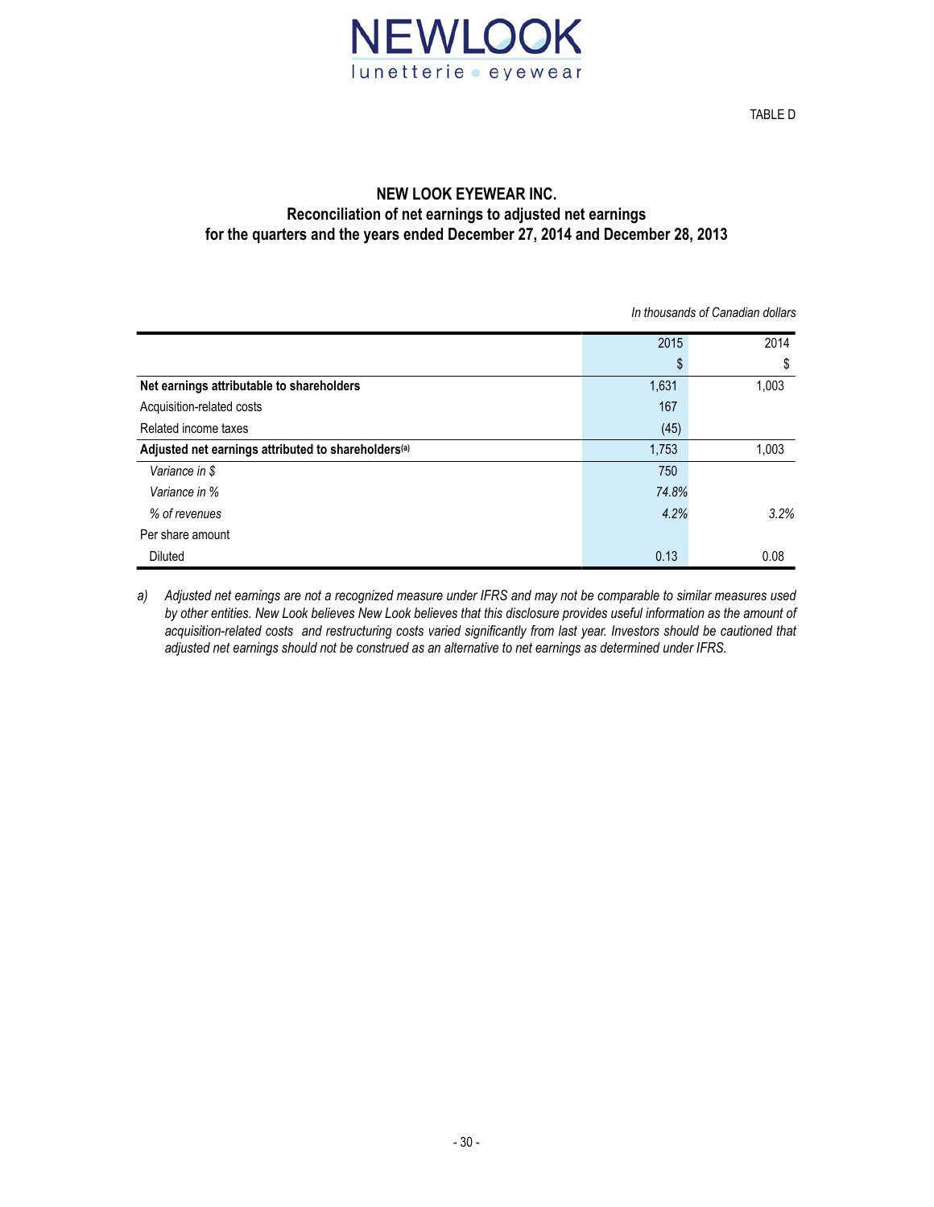NEWLOOK
lunetterie • eyewear

TABLE D

## NEW LOOK EYEWEAR INC.
### Reconciliation of net earnings to adjusted net earnings
### for the quarters and the years ended December 27, 2014 and December 28, 2013

*In thousands of Canadian dollars*

| | 2015 | 2014 |
|---|---|---|
| | $ | $ |
| **Net earnings attributable to shareholders** | 1,631 | 1,003 |
| Acquisition-related costs | 167 | |
| Related income taxes | (45) | |
| **Adjusted net earnings attributed to shareholders[(a)]** | 1,753 | 1,003 |
| *Variance in $* | 750 | |
| *Variance in %* | *74.8%* | |
| *% of revenues* | *4.2%* | *3.2%* |
| Per share amount | | |
| Diluted | 0.13 | 0.08 |

a) *Adjusted net earnings are not a recognized measure under IFRS and may not be comparable to similar measures used by other entities. New Look believes New Look believes that this disclosure provides useful information as the amount of acquisition-related costs and restructuring costs varied significantly from last year. Investors should be cautioned that adjusted net earnings should not be construed as an alternative to net earnings as determined under IFRS.*